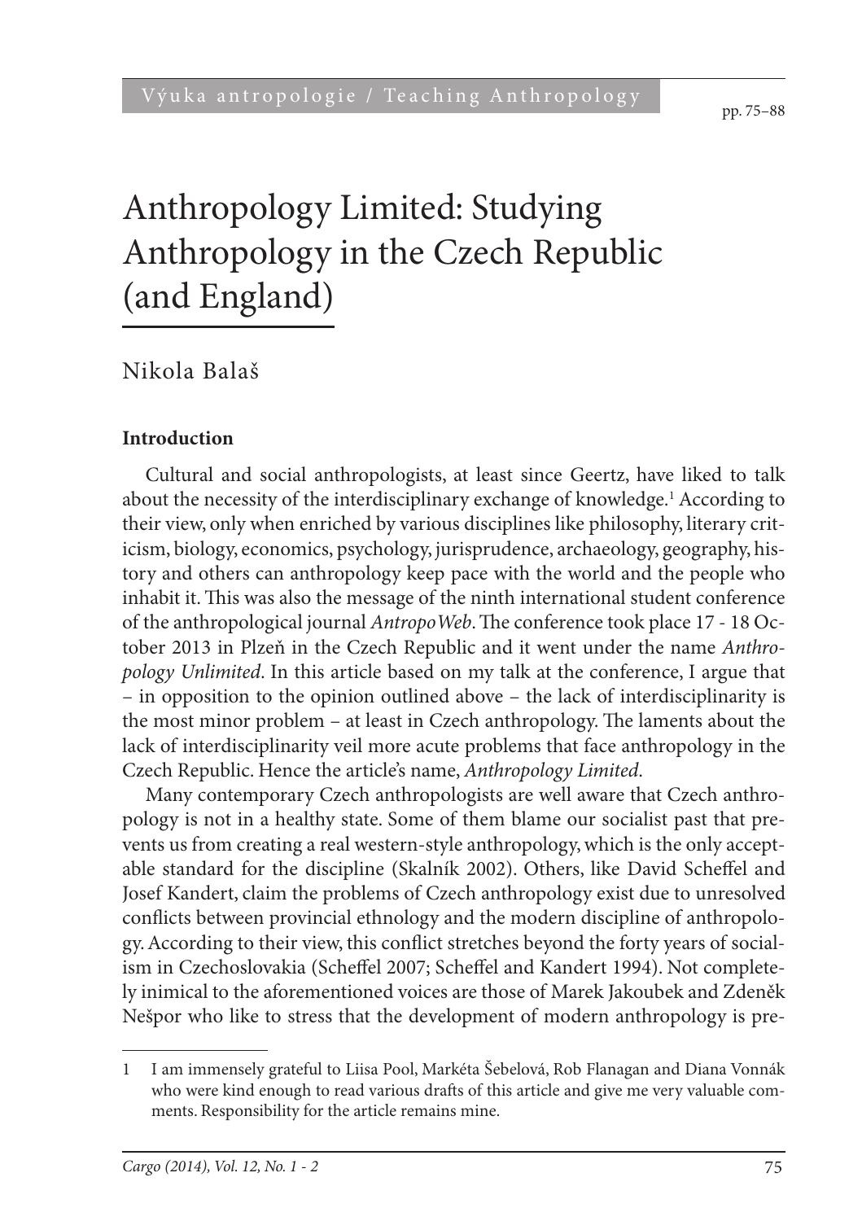# Anthropology Limited: Studying Anthropology in the Czech Republic (and England)

Nikola Balaš

## Introduction

Cultural and social anthropologists, at least since Geertz, have liked to talk about the necessity of the interdisciplinary exchange of knowledge.[1] According to their view, only when enriched by various disciplines like philosophy, literary criticism, biology, economics, psychology, jurisprudence, archaeology, geography, history and others can anthropology keep pace with the world and the people who inhabit it. This was also the message of the ninth international student conference of the anthropological journal *AntropoWeb*. The conference took place 17 - 18 October 2013 in Plzeň in the Czech Republic and it went under the name *Anthropology Unlimited*. In this article based on my talk at the conference, I argue that – in opposition to the opinion outlined above – the lack of interdisciplinarity is the most minor problem – at least in Czech anthropology. The laments about the lack of interdisciplinarity veil more acute problems that face anthropology in the Czech Republic. Hence the article's name, *Anthropology Limited*.

Many contemporary Czech anthropologists are well aware that Czech anthropology is not in a healthy state. Some of them blame our socialist past that prevents us from creating a real western-style anthropology, which is the only acceptable standard for the discipline (Skalník 2002). Others, like David Scheffel and Josef Kandert, claim the problems of Czech anthropology exist due to unresolved conflicts between provincial ethnology and the modern discipline of anthropology. According to their view, this conflict stretches beyond the forty years of socialism in Czechoslovakia (Scheffel 2007; Scheffel and Kandert 1994). Not completely inimical to the aforementioned voices are those of Marek Jakoubek and Zdeněk Nešpor who like to stress that the development of modern anthropology is pre-

1 I am immensely grateful to Liisa Pool, Markéta Šebelová, Rob Flanagan and Diana Vonnák who were kind enough to read various drafts of this article and give me very valuable comments. Responsibility for the article remains mine.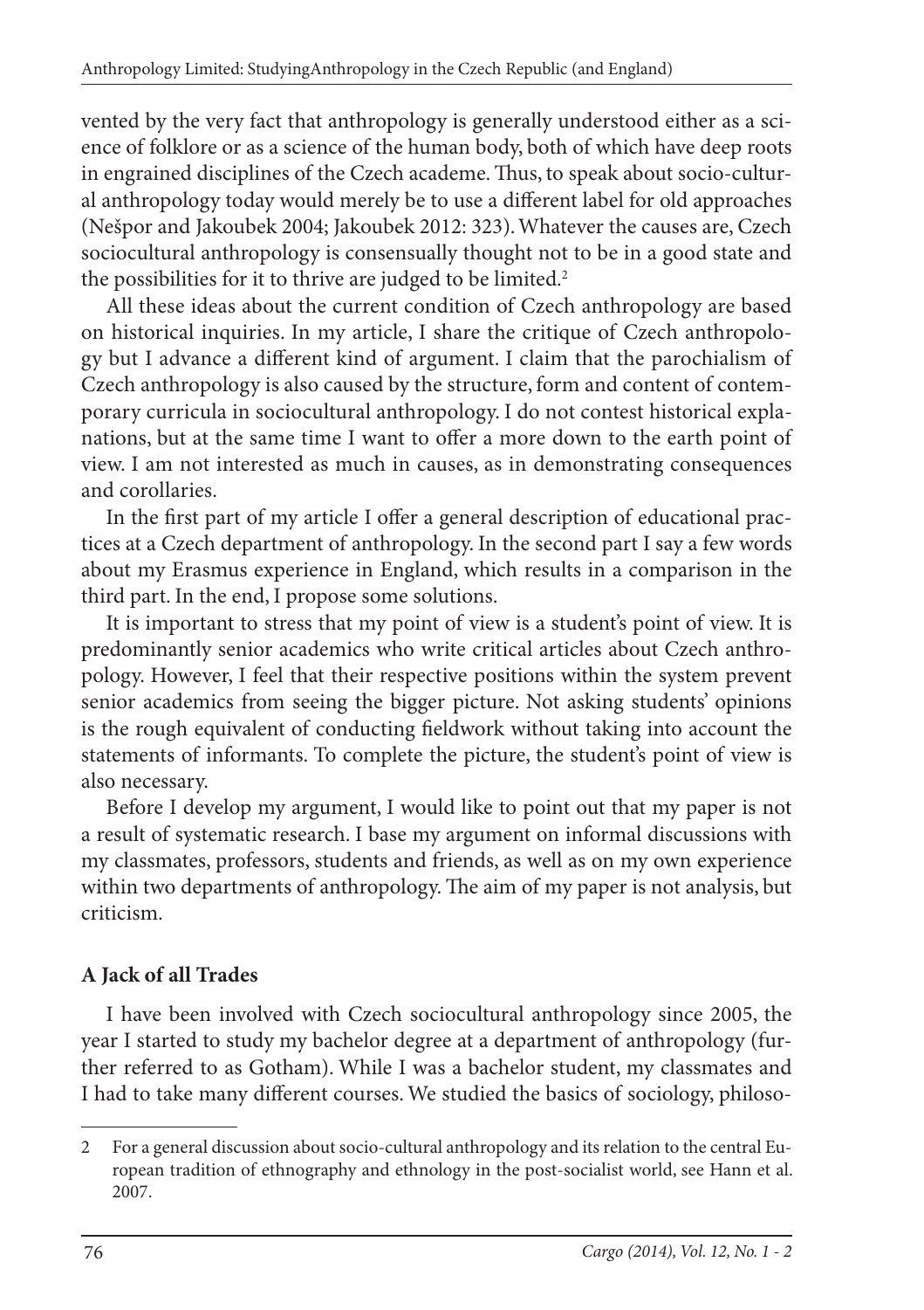vented by the very fact that anthropology is generally understood either as a science of folklore or as a science of the human body, both of which have deep roots in engrained disciplines of the Czech academe. Thus, to speak about socio-cultural anthropology today would merely be to use a different label for old approaches (Nešpor and Jakoubek 2004; Jakoubek 2012: 323). Whatever the causes are, Czech sociocultural anthropology is consensually thought not to be in a good state and the possibilities for it to thrive are judged to be limited.[2]

All these ideas about the current condition of Czech anthropology are based on historical inquiries. In my article, I share the critique of Czech anthropology but I advance a different kind of argument. I claim that the parochialism of Czech anthropology is also caused by the structure, form and content of contemporary curricula in sociocultural anthropology. I do not contest historical explanations, but at the same time I want to offer a more down to the earth point of view. I am not interested as much in causes, as in demonstrating consequences and corollaries.

In the first part of my article I offer a general description of educational practices at a Czech department of anthropology. In the second part I say a few words about my Erasmus experience in England, which results in a comparison in the third part. In the end, I propose some solutions.

It is important to stress that my point of view is a student's point of view. It is predominantly senior academics who write critical articles about Czech anthropology. However, I feel that their respective positions within the system prevent senior academics from seeing the bigger picture. Not asking students' opinions is the rough equivalent of conducting fieldwork without taking into account the statements of informants. To complete the picture, the student's point of view is also necessary.

Before I develop my argument, I would like to point out that my paper is not a result of systematic research. I base my argument on informal discussions with my classmates, professors, students and friends, as well as on my own experience within two departments of anthropology. The aim of my paper is not analysis, but criticism.

## A Jack of all Trades

I have been involved with Czech sociocultural anthropology since 2005, the year I started to study my bachelor degree at a department of anthropology (further referred to as Gotham). While I was a bachelor student, my classmates and I had to take many different courses. We studied the basics of sociology, philoso-

---

2 For a general discussion about socio-cultural anthropology and its relation to the central European tradition of ethnography and ethnology in the post-socialist world, see Hann et al. 2007.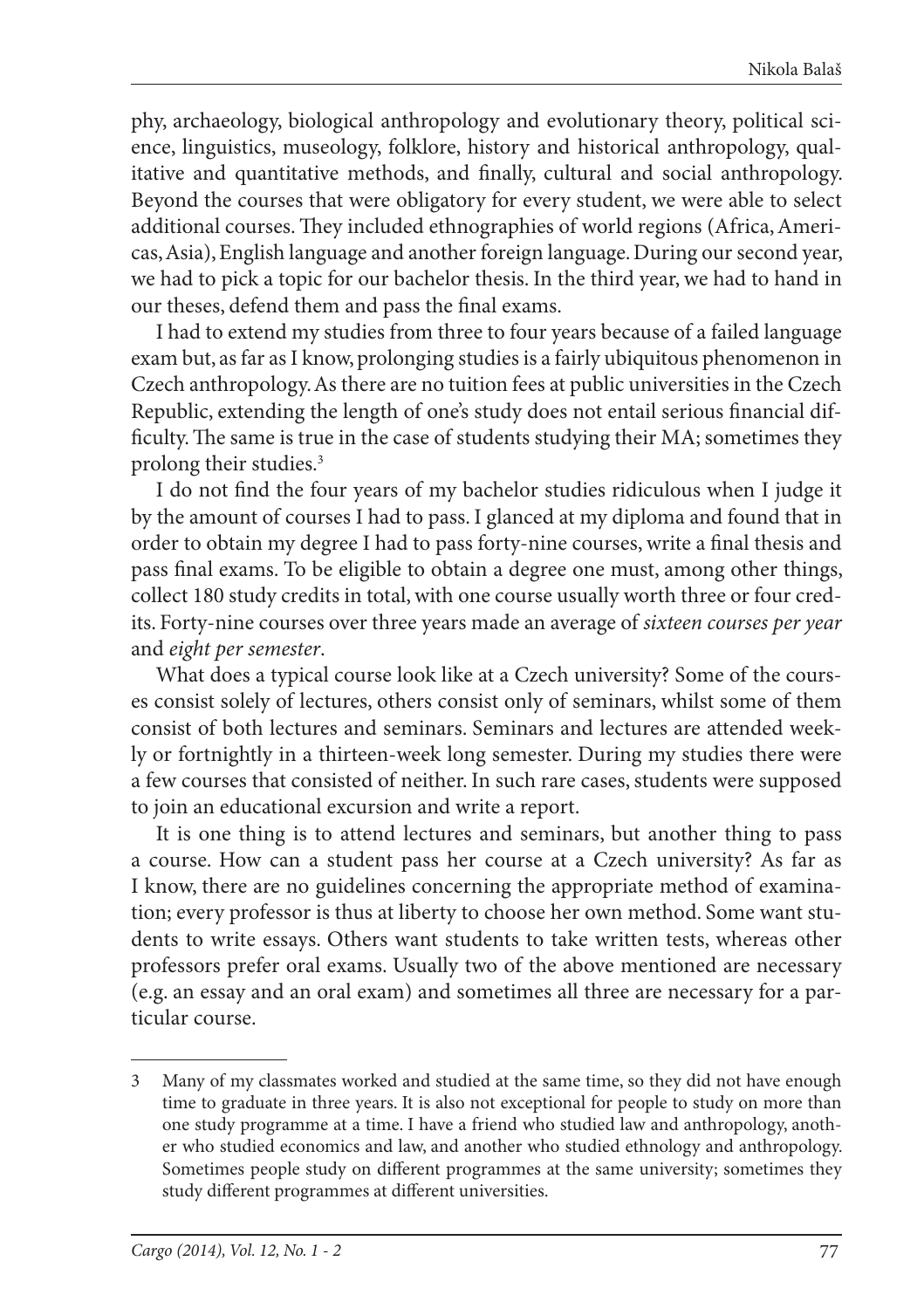phy, archaeology, biological anthropology and evolutionary theory, political science, linguistics, museology, folklore, history and historical anthropology, qualitative and quantitative methods, and finally, cultural and social anthropology. Beyond the courses that were obligatory for every student, we were able to select additional courses. They included ethnographies of world regions (Africa, Americas, Asia), English language and another foreign language. During our second year, we had to pick a topic for our bachelor thesis. In the third year, we had to hand in our theses, defend them and pass the final exams.

I had to extend my studies from three to four years because of a failed language exam but, as far as I know, prolonging studies is a fairly ubiquitous phenomenon in Czech anthropology. As there are no tuition fees at public universities in the Czech Republic, extending the length of one's study does not entail serious financial difficulty. The same is true in the case of students studying their MA; sometimes they prolong their studies.[3]

I do not find the four years of my bachelor studies ridiculous when I judge it by the amount of courses I had to pass. I glanced at my diploma and found that in order to obtain my degree I had to pass forty-nine courses, write a final thesis and pass final exams. To be eligible to obtain a degree one must, among other things, collect 180 study credits in total, with one course usually worth three or four credits. Forty-nine courses over three years made an average of *sixteen courses per year* and *eight per semester*.

What does a typical course look like at a Czech university? Some of the courses consist solely of lectures, others consist only of seminars, whilst some of them consist of both lectures and seminars. Seminars and lectures are attended weekly or fortnightly in a thirteen-week long semester. During my studies there were a few courses that consisted of neither. In such rare cases, students were supposed to join an educational excursion and write a report.

It is one thing is to attend lectures and seminars, but another thing to pass a course. How can a student pass her course at a Czech university? As far as I know, there are no guidelines concerning the appropriate method of examination; every professor is thus at liberty to choose her own method. Some want students to write essays. Others want students to take written tests, whereas other professors prefer oral exams. Usually two of the above mentioned are necessary (e.g. an essay and an oral exam) and sometimes all three are necessary for a particular course.

---

3 Many of my classmates worked and studied at the same time, so they did not have enough time to graduate in three years. It is also not exceptional for people to study on more than one study programme at a time. I have a friend who studied law and anthropology, another who studied economics and law, and another who studied ethnology and anthropology. Sometimes people study on different programmes at the same university; sometimes they study different programmes at different universities.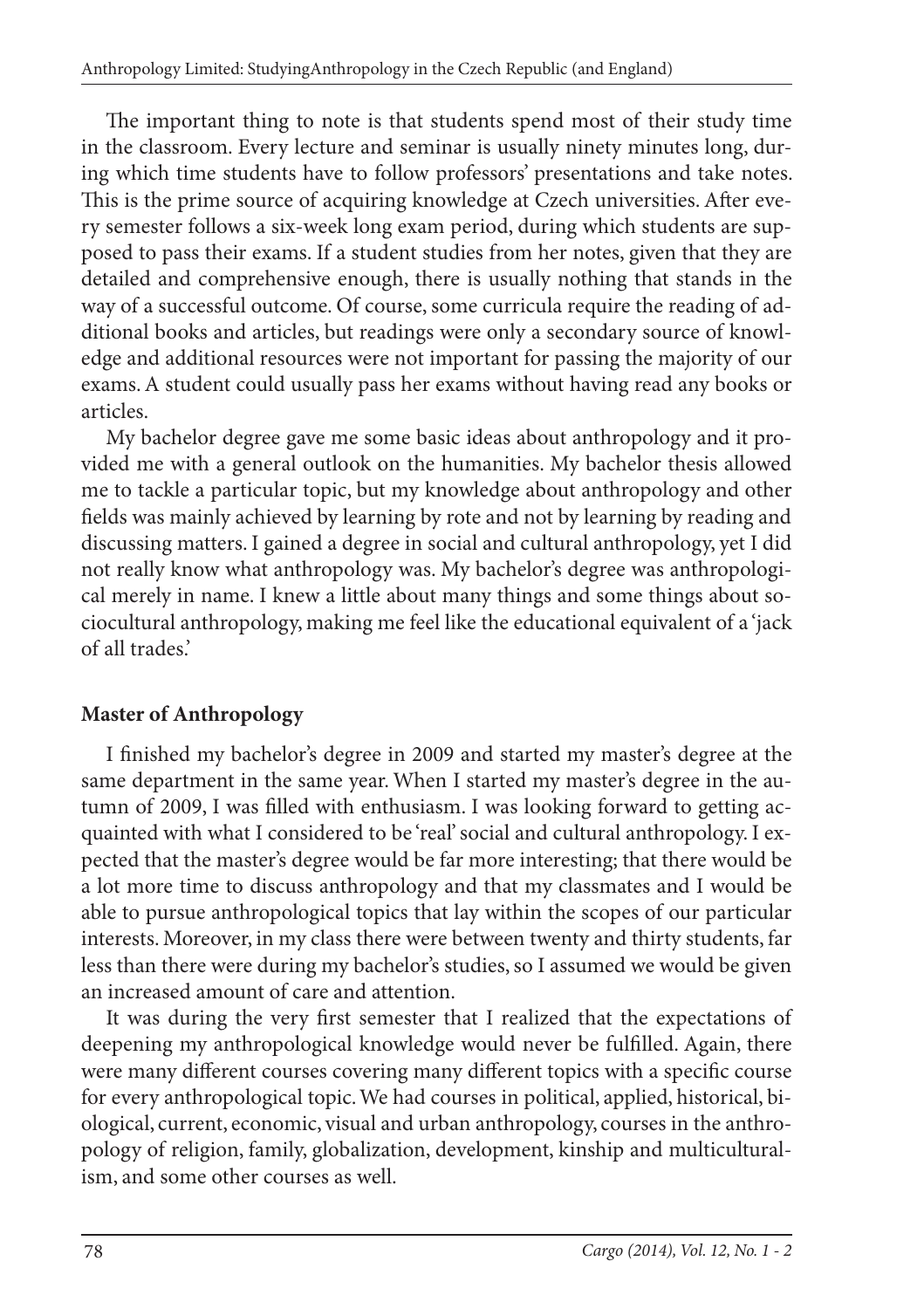The important thing to note is that students spend most of their study time in the classroom. Every lecture and seminar is usually ninety minutes long, during which time students have to follow professors' presentations and take notes. This is the prime source of acquiring knowledge at Czech universities. After every semester follows a six-week long exam period, during which students are supposed to pass their exams. If a student studies from her notes, given that they are detailed and comprehensive enough, there is usually nothing that stands in the way of a successful outcome. Of course, some curricula require the reading of additional books and articles, but readings were only a secondary source of knowledge and additional resources were not important for passing the majority of our exams. A student could usually pass her exams without having read any books or articles.

My bachelor degree gave me some basic ideas about anthropology and it provided me with a general outlook on the humanities. My bachelor thesis allowed me to tackle a particular topic, but my knowledge about anthropology and other fields was mainly achieved by learning by rote and not by learning by reading and discussing matters. I gained a degree in social and cultural anthropology, yet I did not really know what anthropology was. My bachelor's degree was anthropological merely in name. I knew a little about many things and some things about sociocultural anthropology, making me feel like the educational equivalent of a 'jack of all trades.'

## Master of Anthropology

I finished my bachelor's degree in 2009 and started my master's degree at the same department in the same year. When I started my master's degree in the autumn of 2009, I was filled with enthusiasm. I was looking forward to getting acquainted with what I considered to be 'real' social and cultural anthropology. I expected that the master's degree would be far more interesting; that there would be a lot more time to discuss anthropology and that my classmates and I would be able to pursue anthropological topics that lay within the scopes of our particular interests. Moreover, in my class there were between twenty and thirty students, far less than there were during my bachelor's studies, so I assumed we would be given an increased amount of care and attention.

It was during the very first semester that I realized that the expectations of deepening my anthropological knowledge would never be fulfilled. Again, there were many different courses covering many different topics with a specific course for every anthropological topic. We had courses in political, applied, historical, biological, current, economic, visual and urban anthropology, courses in the anthropology of religion, family, globalization, development, kinship and multiculturalism, and some other courses as well.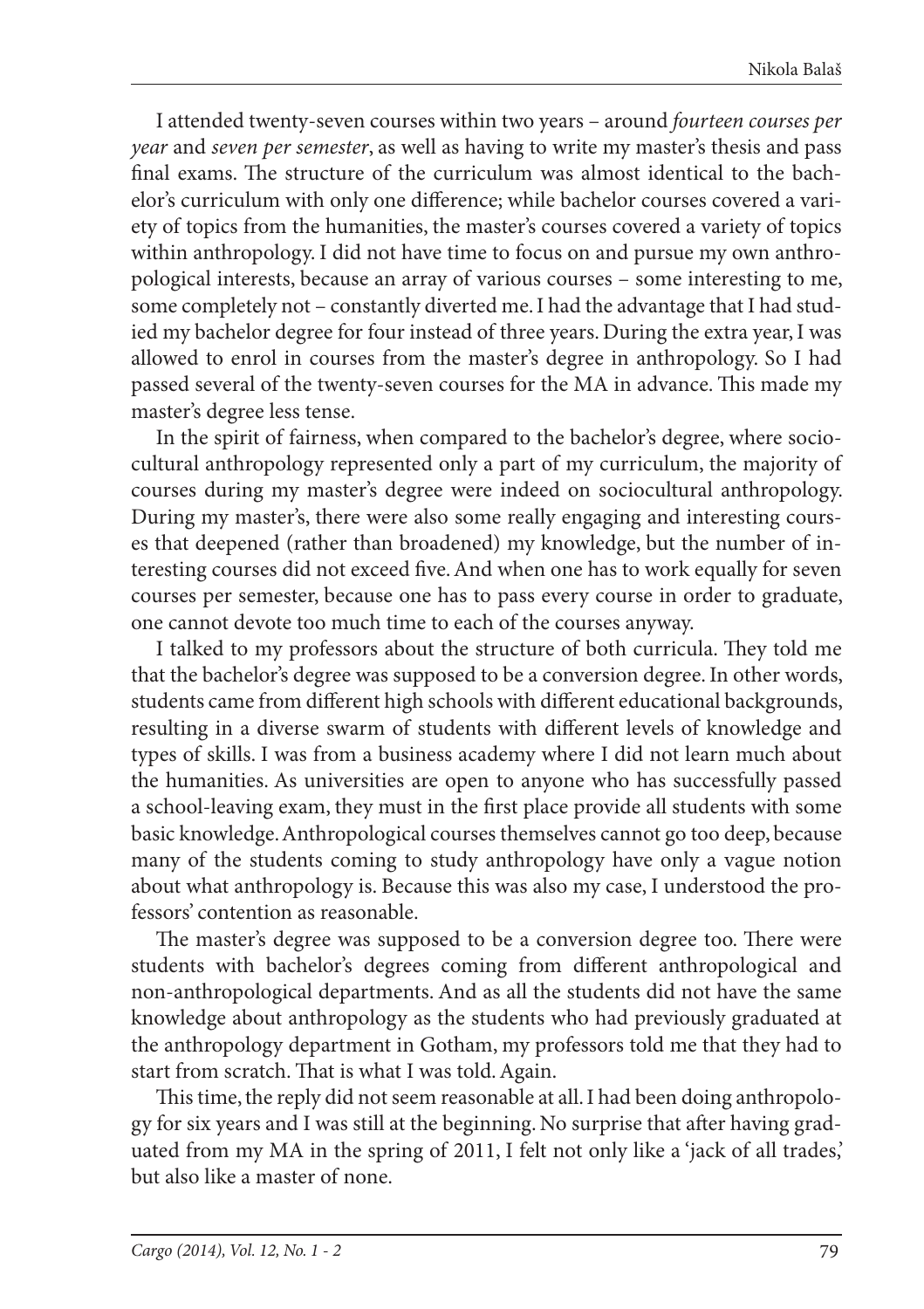I attended twenty-seven courses within two years – around *fourteen courses per year* and *seven per semester*, as well as having to write my master's thesis and pass final exams. The structure of the curriculum was almost identical to the bachelor's curriculum with only one difference; while bachelor courses covered a variety of topics from the humanities, the master's courses covered a variety of topics within anthropology. I did not have time to focus on and pursue my own anthropological interests, because an array of various courses – some interesting to me, some completely not – constantly diverted me. I had the advantage that I had studied my bachelor degree for four instead of three years. During the extra year, I was allowed to enrol in courses from the master's degree in anthropology. So I had passed several of the twenty-seven courses for the MA in advance. This made my master's degree less tense.

In the spirit of fairness, when compared to the bachelor's degree, where sociocultural anthropology represented only a part of my curriculum, the majority of courses during my master's degree were indeed on sociocultural anthropology. During my master's, there were also some really engaging and interesting courses that deepened (rather than broadened) my knowledge, but the number of interesting courses did not exceed five. And when one has to work equally for seven courses per semester, because one has to pass every course in order to graduate, one cannot devote too much time to each of the courses anyway.

I talked to my professors about the structure of both curricula. They told me that the bachelor's degree was supposed to be a conversion degree. In other words, students came from different high schools with different educational backgrounds, resulting in a diverse swarm of students with different levels of knowledge and types of skills. I was from a business academy where I did not learn much about the humanities. As universities are open to anyone who has successfully passed a school-leaving exam, they must in the first place provide all students with some basic knowledge. Anthropological courses themselves cannot go too deep, because many of the students coming to study anthropology have only a vague notion about what anthropology is. Because this was also my case, I understood the professors' contention as reasonable.

The master's degree was supposed to be a conversion degree too. There were students with bachelor's degrees coming from different anthropological and non-anthropological departments. And as all the students did not have the same knowledge about anthropology as the students who had previously graduated at the anthropology department in Gotham, my professors told me that they had to start from scratch. That is what I was told. Again.

This time, the reply did not seem reasonable at all. I had been doing anthropology for six years and I was still at the beginning. No surprise that after having graduated from my MA in the spring of 2011, I felt not only like a 'jack of all trades,' but also like a master of none.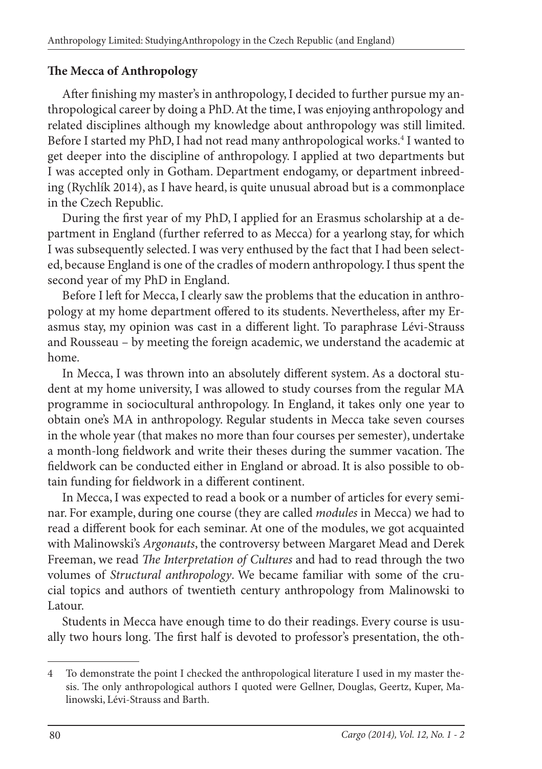## The Mecca of Anthropology

After finishing my master's in anthropology, I decided to further pursue my anthropological career by doing a PhD. At the time, I was enjoying anthropology and related disciplines although my knowledge about anthropology was still limited. Before I started my PhD, I had not read many anthropological works.[4] I wanted to get deeper into the discipline of anthropology. I applied at two departments but I was accepted only in Gotham. Department endogamy, or department inbreeding (Rychlík 2014), as I have heard, is quite unusual abroad but is a commonplace in the Czech Republic.

During the first year of my PhD, I applied for an Erasmus scholarship at a department in England (further referred to as Mecca) for a yearlong stay, for which I was subsequently selected. I was very enthused by the fact that I had been selected, because England is one of the cradles of modern anthropology. I thus spent the second year of my PhD in England.

Before I left for Mecca, I clearly saw the problems that the education in anthropology at my home department offered to its students. Nevertheless, after my Erasmus stay, my opinion was cast in a different light. To paraphrase Lévi-Strauss and Rousseau – by meeting the foreign academic, we understand the academic at home.

In Mecca, I was thrown into an absolutely different system. As a doctoral student at my home university, I was allowed to study courses from the regular MA programme in sociocultural anthropology. In England, it takes only one year to obtain one's MA in anthropology. Regular students in Mecca take seven courses in the whole year (that makes no more than four courses per semester), undertake a month-long fieldwork and write their theses during the summer vacation. The fieldwork can be conducted either in England or abroad. It is also possible to obtain funding for fieldwork in a different continent.

In Mecca, I was expected to read a book or a number of articles for every seminar. For example, during one course (they are called *modules* in Mecca) we had to read a different book for each seminar. At one of the modules, we got acquainted with Malinowski's *Argonauts*, the controversy between Margaret Mead and Derek Freeman, we read *The Interpretation of Cultures* and had to read through the two volumes of *Structural anthropology*. We became familiar with some of the crucial topics and authors of twentieth century anthropology from Malinowski to Latour.

Students in Mecca have enough time to do their readings. Every course is usually two hours long. The first half is devoted to professor's presentation, the oth-

---

[4] To demonstrate the point I checked the anthropological literature I used in my master thesis. The only anthropological authors I quoted were Gellner, Douglas, Geertz, Kuper, Malinowski, Lévi-Strauss and Barth.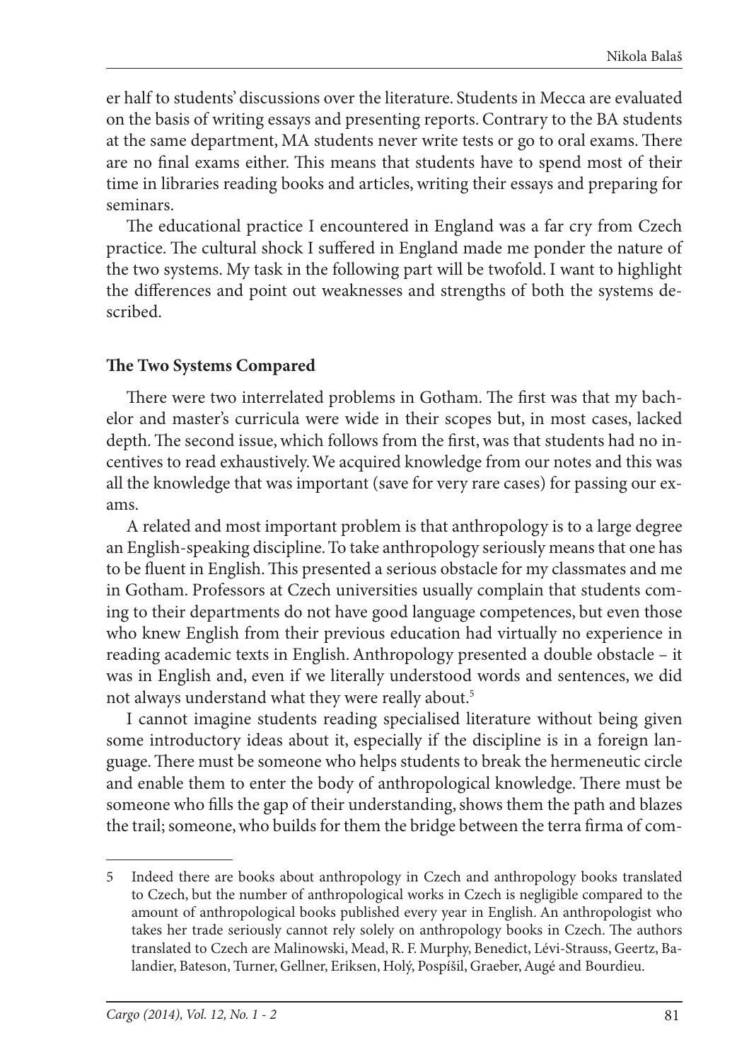er half to students' discussions over the literature. Students in Mecca are evaluated on the basis of writing essays and presenting reports. Contrary to the BA students at the same department, MA students never write tests or go to oral exams. There are no final exams either. This means that students have to spend most of their time in libraries reading books and articles, writing their essays and preparing for seminars.

The educational practice I encountered in England was a far cry from Czech practice. The cultural shock I suffered in England made me ponder the nature of the two systems. My task in the following part will be twofold. I want to highlight the differences and point out weaknesses and strengths of both the systems described.

### The Two Systems Compared

There were two interrelated problems in Gotham. The first was that my bachelor and master's curricula were wide in their scopes but, in most cases, lacked depth. The second issue, which follows from the first, was that students had no incentives to read exhaustively. We acquired knowledge from our notes and this was all the knowledge that was important (save for very rare cases) for passing our exams.

A related and most important problem is that anthropology is to a large degree an English-speaking discipline. To take anthropology seriously means that one has to be fluent in English. This presented a serious obstacle for my classmates and me in Gotham. Professors at Czech universities usually complain that students coming to their departments do not have good language competences, but even those who knew English from their previous education had virtually no experience in reading academic texts in English. Anthropology presented a double obstacle – it was in English and, even if we literally understood words and sentences, we did not always understand what they were really about.[5]

I cannot imagine students reading specialised literature without being given some introductory ideas about it, especially if the discipline is in a foreign language. There must be someone who helps students to break the hermeneutic circle and enable them to enter the body of anthropological knowledge. There must be someone who fills the gap of their understanding, shows them the path and blazes the trail; someone, who builds for them the bridge between the terra firma of com-

---

5 Indeed there are books about anthropology in Czech and anthropology books translated to Czech, but the number of anthropological works in Czech is negligible compared to the amount of anthropological books published every year in English. An anthropologist who takes her trade seriously cannot rely solely on anthropology books in Czech. The authors translated to Czech are Malinowski, Mead, R. F. Murphy, Benedict, Lévi-Strauss, Geertz, Balandier, Bateson, Turner, Gellner, Eriksen, Holý, Pospíšil, Graeber, Augé and Bourdieu.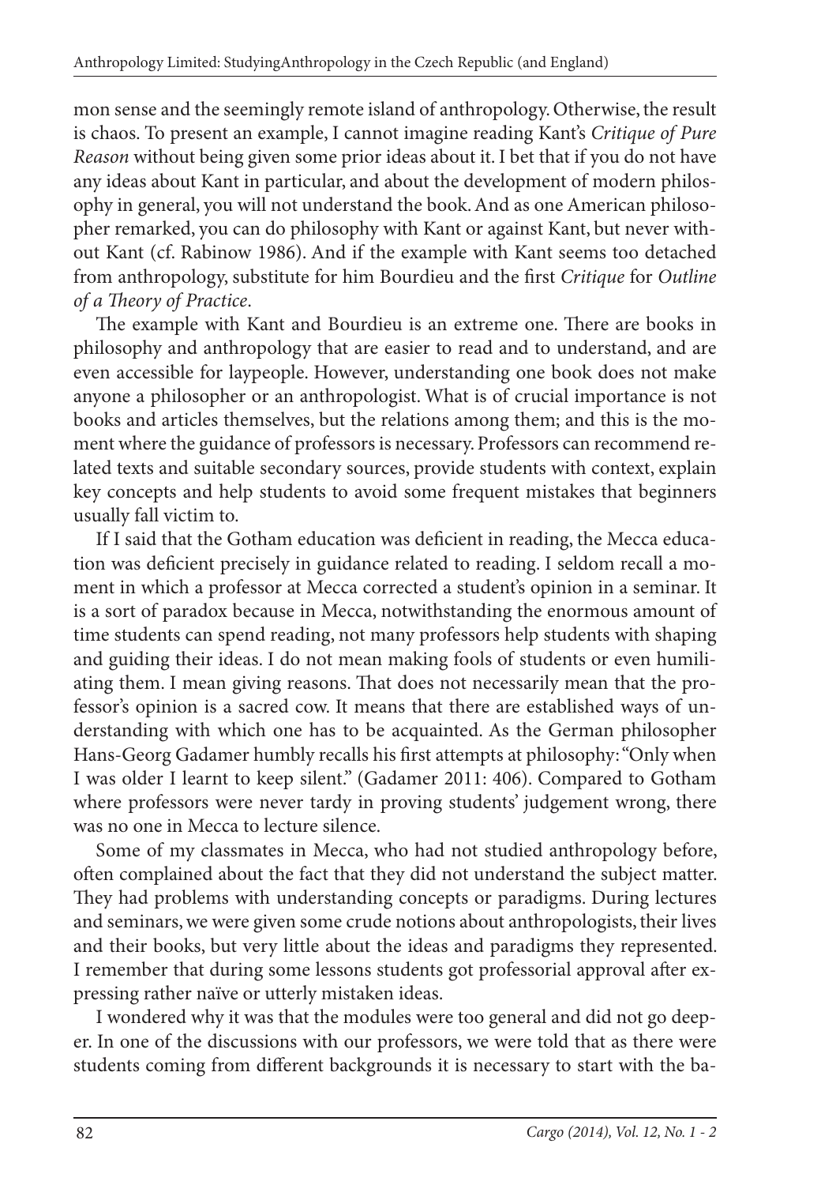mon sense and the seemingly remote island of anthropology. Otherwise, the result is chaos. To present an example, I cannot imagine reading Kant's *Critique of Pure Reason* without being given some prior ideas about it. I bet that if you do not have any ideas about Kant in particular, and about the development of modern philosophy in general, you will not understand the book. And as one American philosopher remarked, you can do philosophy with Kant or against Kant, but never without Kant (cf. Rabinow 1986). And if the example with Kant seems too detached from anthropology, substitute for him Bourdieu and the first *Critique* for *Outline of a Theory of Practice*.

The example with Kant and Bourdieu is an extreme one. There are books in philosophy and anthropology that are easier to read and to understand, and are even accessible for laypeople. However, understanding one book does not make anyone a philosopher or an anthropologist. What is of crucial importance is not books and articles themselves, but the relations among them; and this is the moment where the guidance of professors is necessary. Professors can recommend related texts and suitable secondary sources, provide students with context, explain key concepts and help students to avoid some frequent mistakes that beginners usually fall victim to.

If I said that the Gotham education was deficient in reading, the Mecca education was deficient precisely in guidance related to reading. I seldom recall a moment in which a professor at Mecca corrected a student's opinion in a seminar. It is a sort of paradox because in Mecca, notwithstanding the enormous amount of time students can spend reading, not many professors help students with shaping and guiding their ideas. I do not mean making fools of students or even humiliating them. I mean giving reasons. That does not necessarily mean that the professor's opinion is a sacred cow. It means that there are established ways of understanding with which one has to be acquainted. As the German philosopher Hans-Georg Gadamer humbly recalls his first attempts at philosophy: "Only when I was older I learnt to keep silent." (Gadamer 2011: 406). Compared to Gotham where professors were never tardy in proving students' judgement wrong, there was no one in Mecca to lecture silence.

Some of my classmates in Mecca, who had not studied anthropology before, often complained about the fact that they did not understand the subject matter. They had problems with understanding concepts or paradigms. During lectures and seminars, we were given some crude notions about anthropologists, their lives and their books, but very little about the ideas and paradigms they represented. I remember that during some lessons students got professorial approval after expressing rather naïve or utterly mistaken ideas.

I wondered why it was that the modules were too general and did not go deeper. In one of the discussions with our professors, we were told that as there were students coming from different backgrounds it is necessary to start with the ba-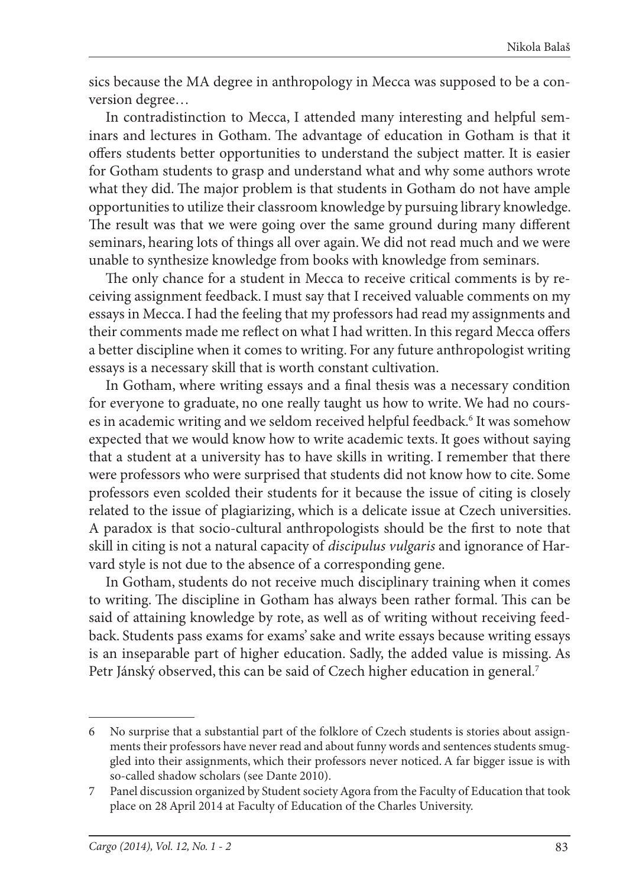sics because the MA degree in anthropology in Mecca was supposed to be a conversion degree…

In contradistinction to Mecca, I attended many interesting and helpful seminars and lectures in Gotham. The advantage of education in Gotham is that it offers students better opportunities to understand the subject matter. It is easier for Gotham students to grasp and understand what and why some authors wrote what they did. The major problem is that students in Gotham do not have ample opportunities to utilize their classroom knowledge by pursuing library knowledge. The result was that we were going over the same ground during many different seminars, hearing lots of things all over again. We did not read much and we were unable to synthesize knowledge from books with knowledge from seminars.

The only chance for a student in Mecca to receive critical comments is by receiving assignment feedback. I must say that I received valuable comments on my essays in Mecca. I had the feeling that my professors had read my assignments and their comments made me reflect on what I had written. In this regard Mecca offers a better discipline when it comes to writing. For any future anthropologist writing essays is a necessary skill that is worth constant cultivation.

In Gotham, where writing essays and a final thesis was a necessary condition for everyone to graduate, no one really taught us how to write. We had no courses in academic writing and we seldom received helpful feedback.[6] It was somehow expected that we would know how to write academic texts. It goes without saying that a student at a university has to have skills in writing. I remember that there were professors who were surprised that students did not know how to cite. Some professors even scolded their students for it because the issue of citing is closely related to the issue of plagiarizing, which is a delicate issue at Czech universities. A paradox is that socio-cultural anthropologists should be the first to note that skill in citing is not a natural capacity of *discipulus vulgaris* and ignorance of Harvard style is not due to the absence of a corresponding gene.

In Gotham, students do not receive much disciplinary training when it comes to writing. The discipline in Gotham has always been rather formal. This can be said of attaining knowledge by rote, as well as of writing without receiving feedback. Students pass exams for exams' sake and write essays because writing essays is an inseparable part of higher education. Sadly, the added value is missing. As Petr Jánský observed, this can be said of Czech higher education in general.[7]

---

6 No surprise that a substantial part of the folklore of Czech students is stories about assignments their professors have never read and about funny words and sentences students smuggled into their assignments, which their professors never noticed. A far bigger issue is with so-called shadow scholars (see Dante 2010).

7 Panel discussion organized by Student society Agora from the Faculty of Education that took place on 28 April 2014 at Faculty of Education of the Charles University.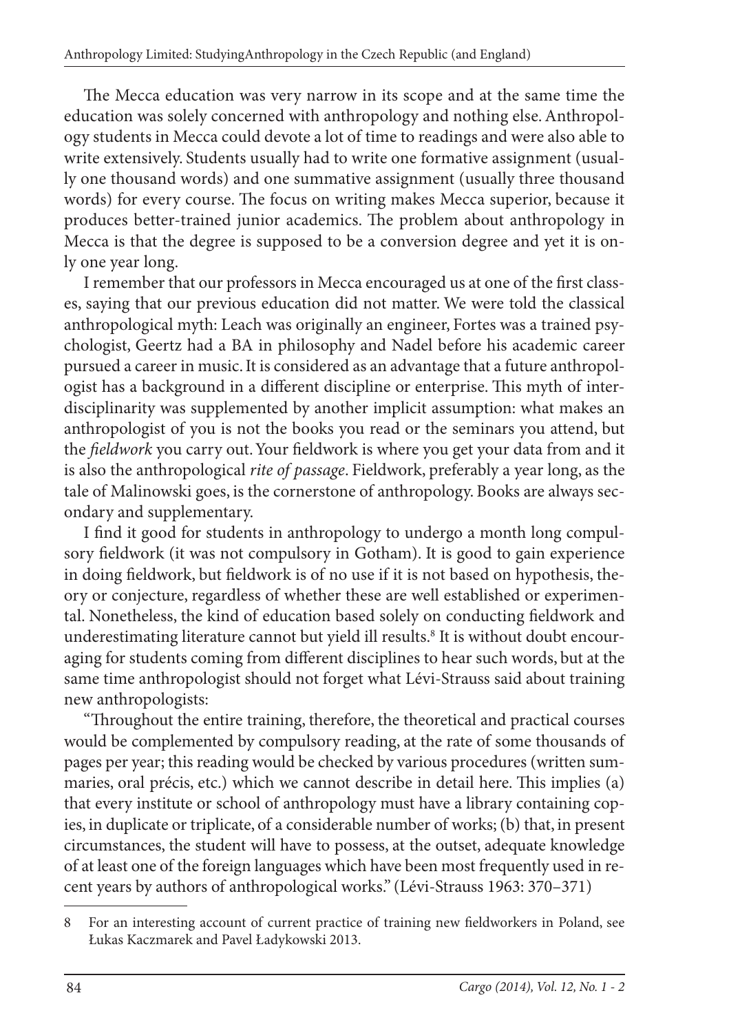The Mecca education was very narrow in its scope and at the same time the education was solely concerned with anthropology and nothing else. Anthropology students in Mecca could devote a lot of time to readings and were also able to write extensively. Students usually had to write one formative assignment (usually one thousand words) and one summative assignment (usually three thousand words) for every course. The focus on writing makes Mecca superior, because it produces better-trained junior academics. The problem about anthropology in Mecca is that the degree is supposed to be a conversion degree and yet it is only one year long.

I remember that our professors in Mecca encouraged us at one of the first classes, saying that our previous education did not matter. We were told the classical anthropological myth: Leach was originally an engineer, Fortes was a trained psychologist, Geertz had a BA in philosophy and Nadel before his academic career pursued a career in music. It is considered as an advantage that a future anthropologist has a background in a different discipline or enterprise. This myth of interdisciplinarity was supplemented by another implicit assumption: what makes an anthropologist of you is not the books you read or the seminars you attend, but the *fieldwork* you carry out. Your fieldwork is where you get your data from and it is also the anthropological *rite of passage*. Fieldwork, preferably a year long, as the tale of Malinowski goes, is the cornerstone of anthropology. Books are always secondary and supplementary.

I find it good for students in anthropology to undergo a month long compulsory fieldwork (it was not compulsory in Gotham). It is good to gain experience in doing fieldwork, but fieldwork is of no use if it is not based on hypothesis, theory or conjecture, regardless of whether these are well established or experimental. Nonetheless, the kind of education based solely on conducting fieldwork and underestimating literature cannot but yield ill results.[8] It is without doubt encouraging for students coming from different disciplines to hear such words, but at the same time anthropologist should not forget what Lévi-Strauss said about training new anthropologists:

"Throughout the entire training, therefore, the theoretical and practical courses would be complemented by compulsory reading, at the rate of some thousands of pages per year; this reading would be checked by various procedures (written summaries, oral précis, etc.) which we cannot describe in detail here. This implies (a) that every institute or school of anthropology must have a library containing copies, in duplicate or triplicate, of a considerable number of works; (b) that, in present circumstances, the student will have to possess, at the outset, adequate knowledge of at least one of the foreign languages which have been most frequently used in recent years by authors of anthropological works." (Lévi-Strauss 1963: 370–371)

---

8 For an interesting account of current practice of training new fieldworkers in Poland, see Łukas Kaczmarek and Pavel Ładykowski 2013.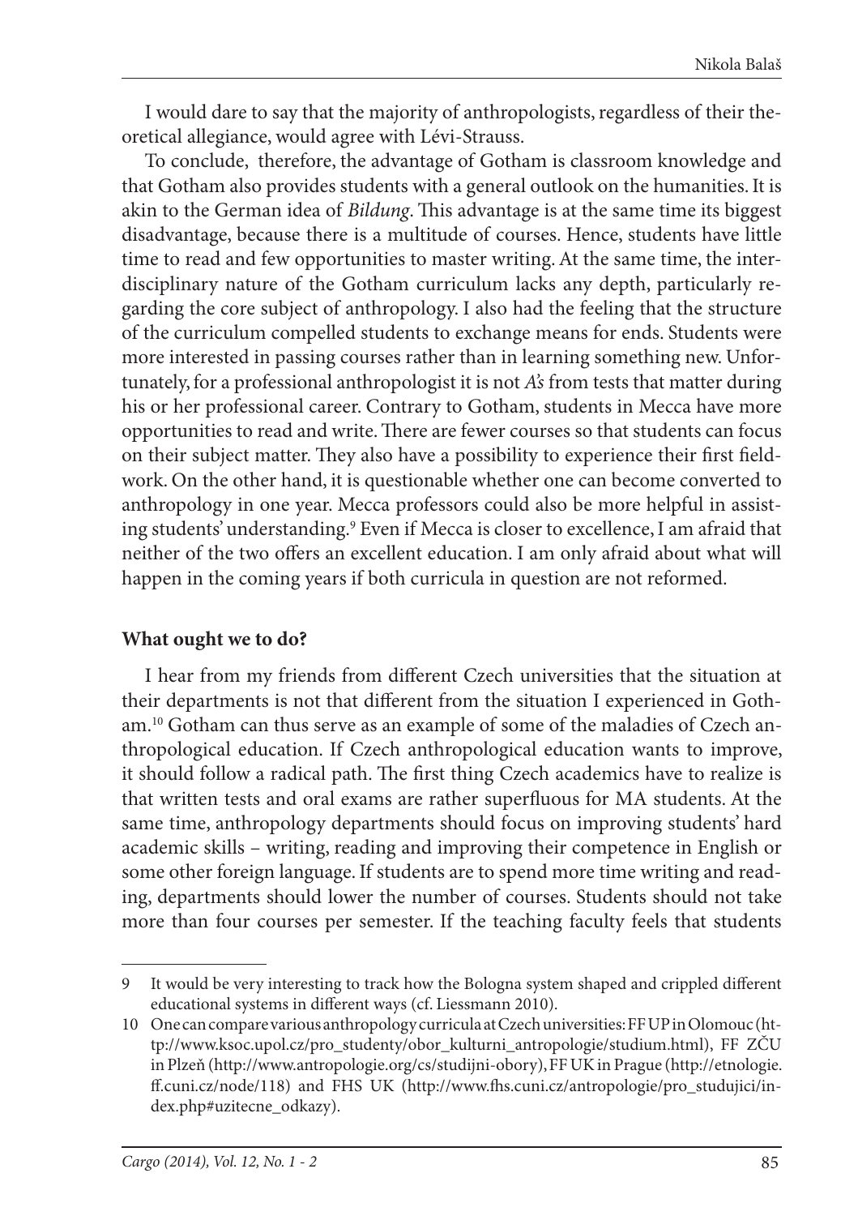I would dare to say that the majority of anthropologists, regardless of their theoretical allegiance, would agree with Lévi-Strauss.

To conclude, therefore, the advantage of Gotham is classroom knowledge and that Gotham also provides students with a general outlook on the humanities. It is akin to the German idea of *Bildung*. This advantage is at the same time its biggest disadvantage, because there is a multitude of courses. Hence, students have little time to read and few opportunities to master writing. At the same time, the interdisciplinary nature of the Gotham curriculum lacks any depth, particularly regarding the core subject of anthropology. I also had the feeling that the structure of the curriculum compelled students to exchange means for ends. Students were more interested in passing courses rather than in learning something new. Unfortunately, for a professional anthropologist it is not *A's* from tests that matter during his or her professional career. Contrary to Gotham, students in Mecca have more opportunities to read and write. There are fewer courses so that students can focus on their subject matter. They also have a possibility to experience their first fieldwork. On the other hand, it is questionable whether one can become converted to anthropology in one year. Mecca professors could also be more helpful in assisting students' understanding.[9] Even if Mecca is closer to excellence, I am afraid that neither of the two offers an excellent education. I am only afraid about what will happen in the coming years if both curricula in question are not reformed.

## What ought we to do?

I hear from my friends from different Czech universities that the situation at their departments is not that different from the situation I experienced in Gotham.[10] Gotham can thus serve as an example of some of the maladies of Czech anthropological education. If Czech anthropological education wants to improve, it should follow a radical path. The first thing Czech academics have to realize is that written tests and oral exams are rather superfluous for MA students. At the same time, anthropology departments should focus on improving students' hard academic skills – writing, reading and improving their competence in English or some other foreign language. If students are to spend more time writing and reading, departments should lower the number of courses. Students should not take more than four courses per semester. If the teaching faculty feels that students

---

9 It would be very interesting to track how the Bologna system shaped and crippled different educational systems in different ways (cf. Liessmann 2010).

10 One can compare various anthropology curricula at Czech universities: FF UP in Olomouc (http://www.ksoc.upol.cz/pro_studenty/obor_kulturni_antropologie/studium.html), FF ZČU in Plzeň (http://www.antropologie.org/cs/studijni-obory), FF UK in Prague (http://etnologie.ff.cuni.cz/node/118) and FHS UK (http://www.fhs.cuni.cz/antropologie/pro_studujici/index.php#uzitecne_odkazy).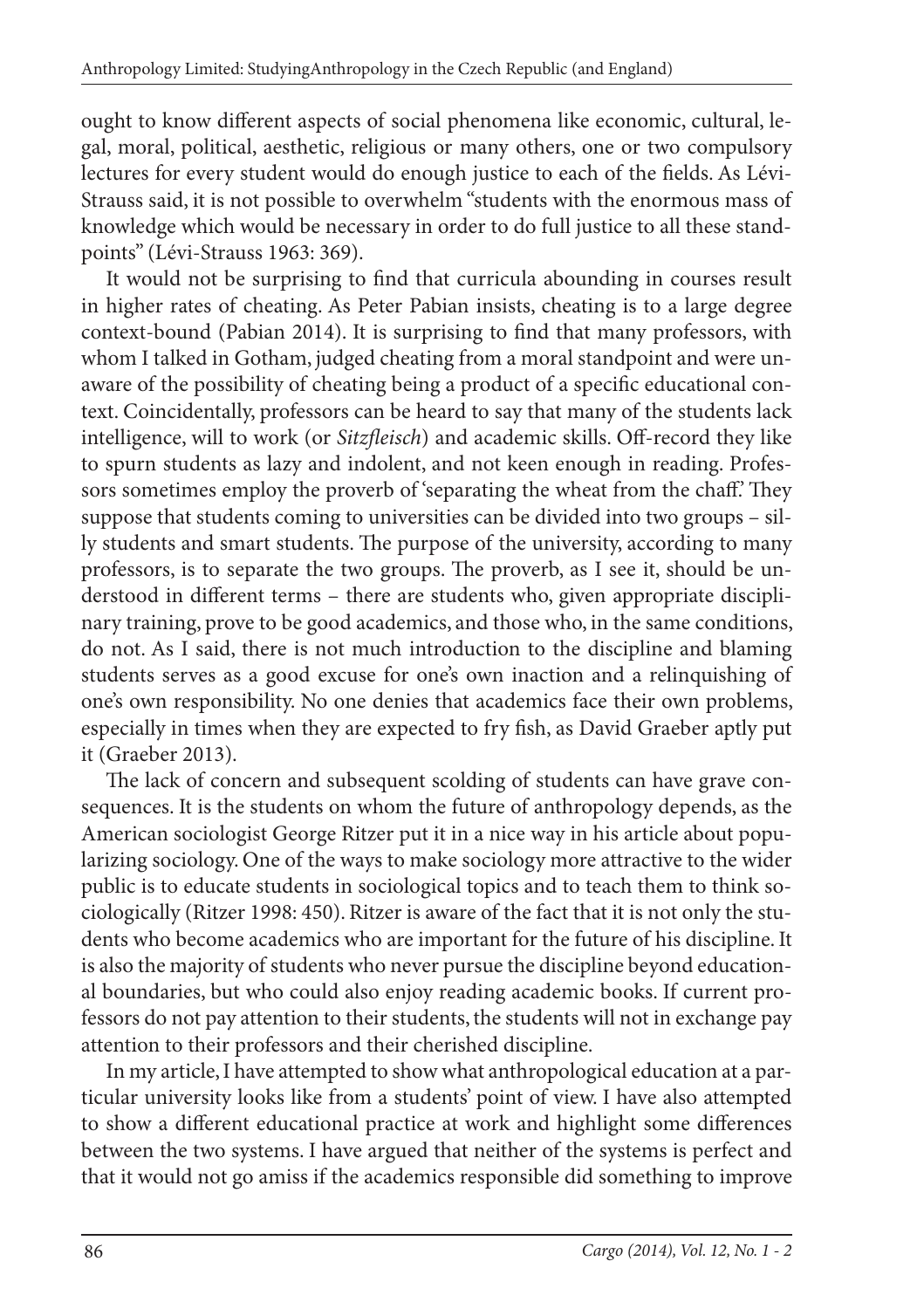ought to know different aspects of social phenomena like economic, cultural, legal, moral, political, aesthetic, religious or many others, one or two compulsory lectures for every student would do enough justice to each of the fields. As Lévi-Strauss said, it is not possible to overwhelm "students with the enormous mass of knowledge which would be necessary in order to do full justice to all these standpoints" (Lévi-Strauss 1963: 369).

It would not be surprising to find that curricula abounding in courses result in higher rates of cheating. As Peter Pabian insists, cheating is to a large degree context-bound (Pabian 2014). It is surprising to find that many professors, with whom I talked in Gotham, judged cheating from a moral standpoint and were unaware of the possibility of cheating being a product of a specific educational context. Coincidentally, professors can be heard to say that many of the students lack intelligence, will to work (or *Sitzfleisch*) and academic skills. Off-record they like to spurn students as lazy and indolent, and not keen enough in reading. Professors sometimes employ the proverb of 'separating the wheat from the chaff.' They suppose that students coming to universities can be divided into two groups – silly students and smart students. The purpose of the university, according to many professors, is to separate the two groups. The proverb, as I see it, should be understood in different terms – there are students who, given appropriate disciplinary training, prove to be good academics, and those who, in the same conditions, do not. As I said, there is not much introduction to the discipline and blaming students serves as a good excuse for one's own inaction and a relinquishing of one's own responsibility. No one denies that academics face their own problems, especially in times when they are expected to fry fish, as David Graeber aptly put it (Graeber 2013).

The lack of concern and subsequent scolding of students can have grave consequences. It is the students on whom the future of anthropology depends, as the American sociologist George Ritzer put it in a nice way in his article about popularizing sociology. One of the ways to make sociology more attractive to the wider public is to educate students in sociological topics and to teach them to think sociologically (Ritzer 1998: 450). Ritzer is aware of the fact that it is not only the students who become academics who are important for the future of his discipline. It is also the majority of students who never pursue the discipline beyond educational boundaries, but who could also enjoy reading academic books. If current professors do not pay attention to their students, the students will not in exchange pay attention to their professors and their cherished discipline.

In my article, I have attempted to show what anthropological education at a particular university looks like from a students' point of view. I have also attempted to show a different educational practice at work and highlight some differences between the two systems. I have argued that neither of the systems is perfect and that it would not go amiss if the academics responsible did something to improve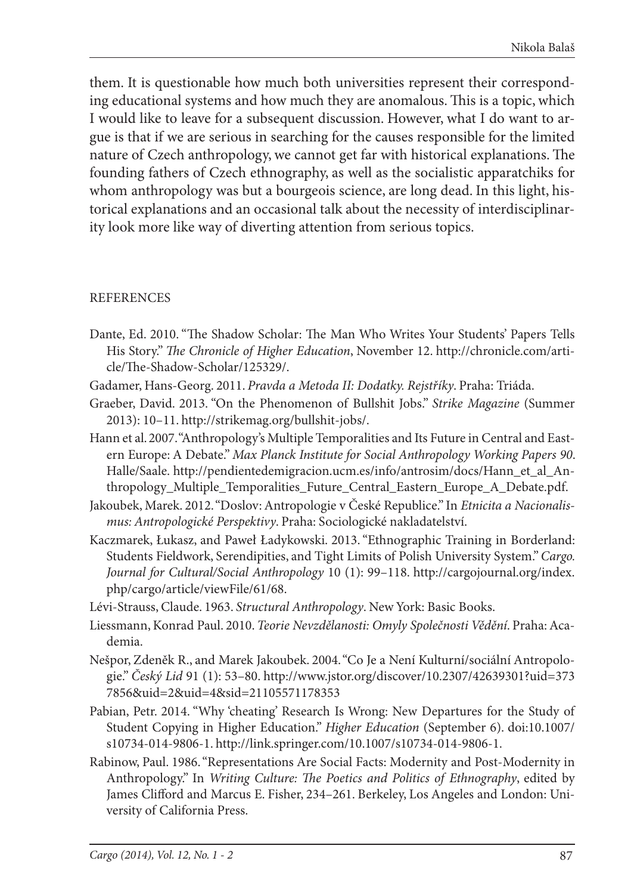them. It is questionable how much both universities represent their corresponding educational systems and how much they are anomalous. This is a topic, which I would like to leave for a subsequent discussion. However, what I do want to argue is that if we are serious in searching for the causes responsible for the limited nature of Czech anthropology, we cannot get far with historical explanations. The founding fathers of Czech ethnography, as well as the socialistic apparatchiks for whom anthropology was but a bourgeois science, are long dead. In this light, historical explanations and an occasional talk about the necessity of interdisciplinarity look more like way of diverting attention from serious topics.

## REFERENCES

Dante, Ed. 2010. "The Shadow Scholar: The Man Who Writes Your Students' Papers Tells His Story." *The Chronicle of Higher Education*, November 12. http://chronicle.com/article/The-Shadow-Scholar/125329/.

Gadamer, Hans-Georg. 2011. *Pravda a Metoda II: Dodatky. Rejstříky*. Praha: Triáda.

Graeber, David. 2013. "On the Phenomenon of Bullshit Jobs." *Strike Magazine* (Summer 2013): 10–11. http://strikemag.org/bullshit-jobs/.

Hann et al. 2007. "Anthropology's Multiple Temporalities and Its Future in Central and Eastern Europe: A Debate." *Max Planck Institute for Social Anthropology Working Papers 90*. Halle/Saale. http://pendientedemigracion.ucm.es/info/antrosim/docs/Hann_et_al_Anthropology_Multiple_Temporalities_Future_Central_Eastern_Europe_A_Debate.pdf.

Jakoubek, Marek. 2012. "Doslov: Antropologie v České Republice." In *Etnicita a Nacionalismus: Antropologické Perspektivy*. Praha: Sociologické nakladatelství.

Kaczmarek, Łukasz, and Paweł Ładykowski. 2013. "Ethnographic Training in Borderland: Students Fieldwork, Serendipities, and Tight Limits of Polish University System." *Cargo. Journal for Cultural/Social Anthropology* 10 (1): 99–118. http://cargojournal.org/index.php/cargo/article/viewFile/61/68.

Lévi-Strauss, Claude. 1963. *Structural Anthropology*. New York: Basic Books.

Liessmann, Konrad Paul. 2010. *Teorie Nevzdělanosti: Omyly Společnosti Vědění*. Praha: Academia.

Nešpor, Zdeněk R., and Marek Jakoubek. 2004. "Co Je a Není Kulturní/sociální Antropologie." *Český Lid* 91 (1): 53–80. http://www.jstor.org/discover/10.2307/42639301?uid=3737856&uid=2&uid=4&sid=21105571178353

Pabian, Petr. 2014. "Why 'cheating' Research Is Wrong: New Departures for the Study of Student Copying in Higher Education." *Higher Education* (September 6). doi:10.1007/s10734-014-9806-1. http://link.springer.com/10.1007/s10734-014-9806-1.

Rabinow, Paul. 1986. "Representations Are Social Facts: Modernity and Post-Modernity in Anthropology." In *Writing Culture: The Poetics and Politics of Ethnography*, edited by James Clifford and Marcus E. Fisher, 234–261. Berkeley, Los Angeles and London: University of California Press.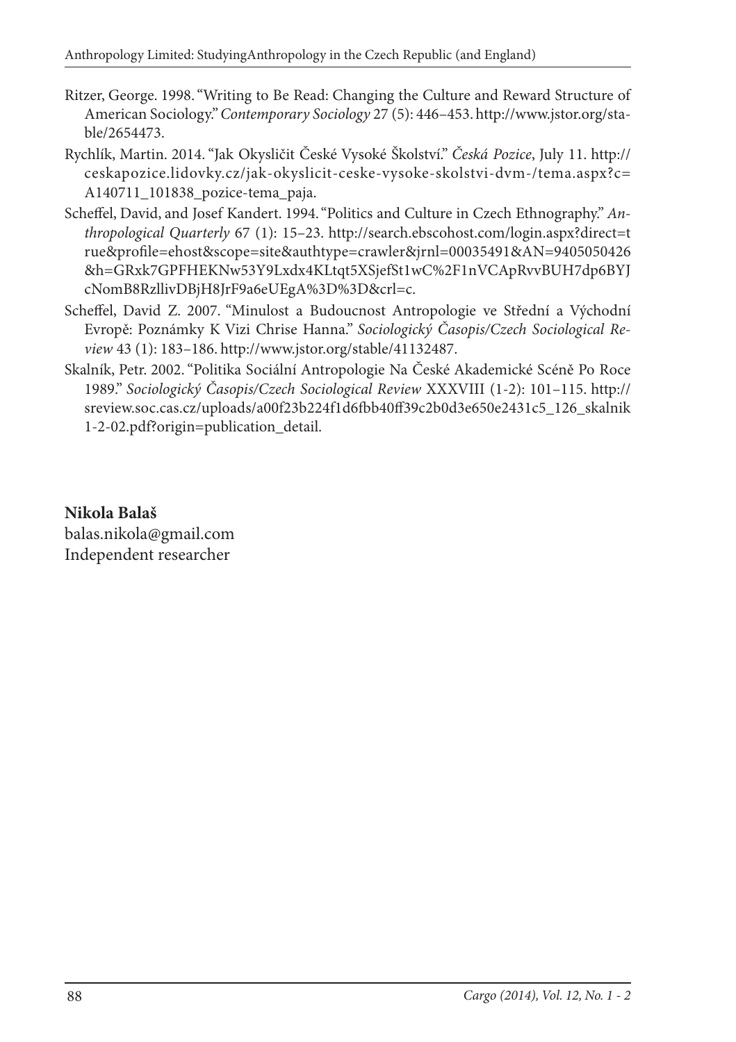Ritzer, George. 1998. "Writing to Be Read: Changing the Culture and Reward Structure of American Sociology." *Contemporary Sociology* 27 (5): 446–453. http://www.jstor.org/stable/2654473.

Rychlík, Martin. 2014. "Jak Okysličit České Vysoké Školství." *Česká Pozice*, July 11. http://ceskapozice.lidovky.cz/jak-okyslicit-ceske-vysoke-skolstvi-dvm-/tema.aspx?c=A140711_101838_pozice-tema_paja.

Scheffel, David, and Josef Kandert. 1994. "Politics and Culture in Czech Ethnography." *Anthropological Quarterly* 67 (1): 15–23. http://search.ebscohost.com/login.aspx?direct=true&profile=ehost&scope=site&authtype=crawler&jrnl=00035491&AN=9405050426&h=GRxk7GPFHEKNw53Y9Lxdx4KLtqt5XSjefSt1wC%2F1nVCApRvvBUH7dp6BYJcNomB8RzllivDBjH8JrF9a6eUEgA%3D%3D&crl=c.

Scheffel, David Z. 2007. "Minulost a Budoucnost Antropologie ve Střední a Východní Evropě: Poznámky K Vizi Chrise Hanna." *Sociologický Časopis/Czech Sociological Review* 43 (1): 183–186. http://www.jstor.org/stable/41132487.

Skalník, Petr. 2002. "Politika Sociální Antropologie Na České Akademické Scéně Po Roce 1989." *Sociologický Časopis/Czech Sociological Review* XXXVIII (1-2): 101–115. http://sreview.soc.cas.cz/uploads/a00f23b224f1d6fbb40ff39c2b0d3e650e2431c5_126_skalnik1-2-02.pdf?origin=publication_detail.

**Nikola Balaš**
balas.nikola@gmail.com
Independent researcher